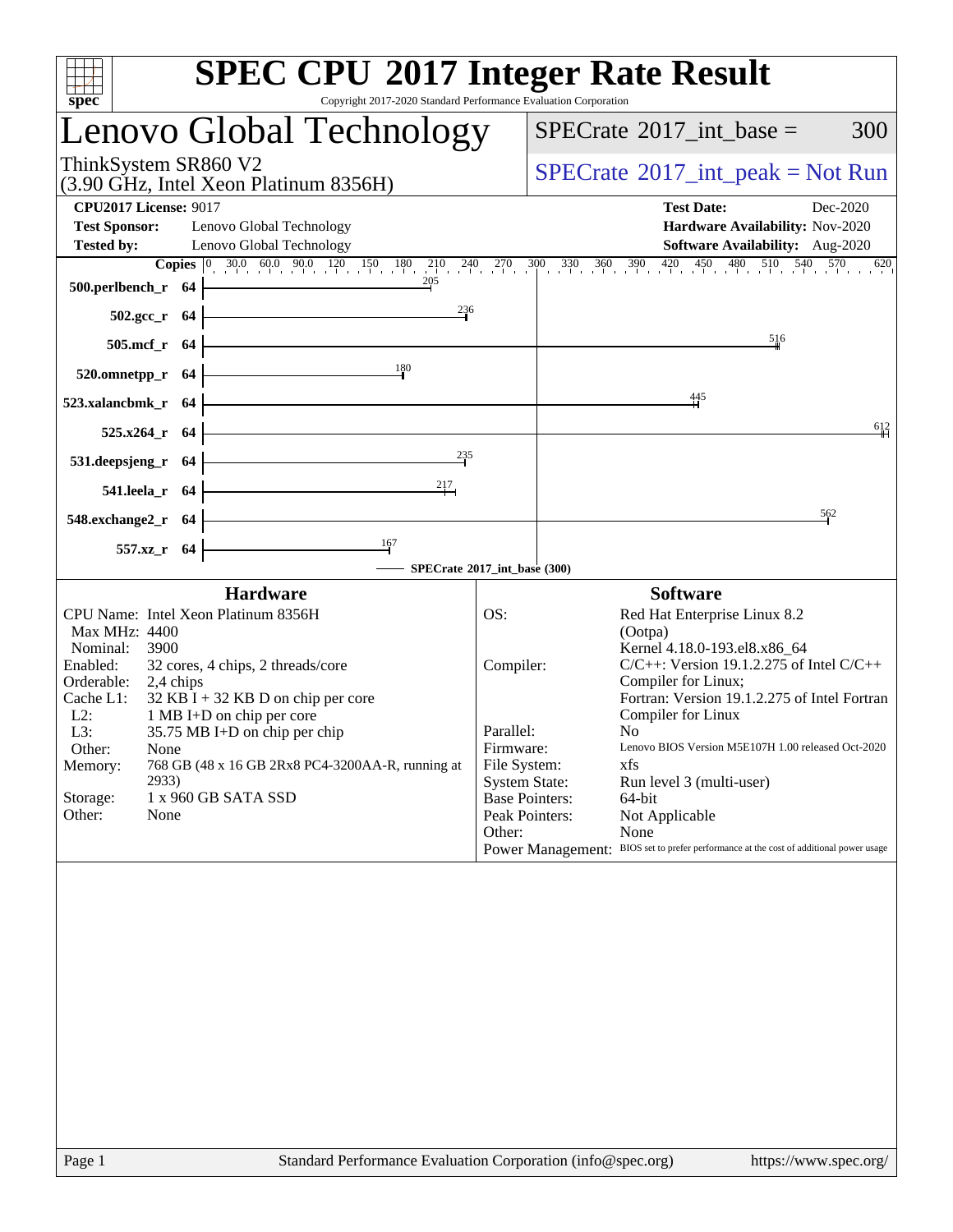# SPEC CPU 2017 Integer Rate Result

Copyright 2017-2020 Standard Performance Evaluation Corporation

## Lenovo Global Technology

ThinkSystem SR860 V2
(3.90 GHz, Intel Xeon Platinum 8356H)

SPECrate 2017_int_base = 300

SPECrate 2017_int_peak = Not Run

**CPU2017 License:** 9017
**Test Sponsor:** Lenovo Global Technology
**Tested by:** Lenovo Global Technology

**Test Date:** Dec-2020
**Hardware Availability:** Nov-2020
**Software Availability:** Aug-2020

| Benchmark | Copies | SPECrate 2017_int_base (300) |
|---|---|---|
| 500.perlbench_r | 64 | 205 |
| 502.gcc_r | 64 | 236 |
| 505.mcf_r | 64 | 516 |
| 520.omnetpp_r | 64 | 180 |
| 523.xalancbmk_r | 64 | 445 |
| 525.x264_r | 64 | 612 |
| 531.deepsjeng_r | 64 | 235 |
| 541.leela_r | 64 | 217 |
| 548.exchange2_r | 64 | 562 |
| 557.xz_r | 64 | 167 |

### Hardware

| | |
|---|---|
| CPU Name: | Intel Xeon Platinum 8356H |
| Max MHz: | 4400 |
| Nominal: | 3900 |
| Enabled: | 32 cores, 4 chips, 2 threads/core |
| Orderable: | 2,4 chips |
| Cache L1: | 32 KB I + 32 KB D on chip per core |
| L2: | 1 MB I+D on chip per core |
| L3: | 35.75 MB I+D on chip per chip |
| Other: | None |
| Memory: | 768 GB (48 x 16 GB 2Rx8 PC4-3200AA-R, running at 2933) |
| Storage: | 1 x 960 GB SATA SSD |
| Other: | None |

### Software

| | |
|---|---|
| OS: | Red Hat Enterprise Linux 8.2 (Ootpa) Kernel 4.18.0-193.el8.x86_64 |
| Compiler: | C/C++: Version 19.1.2.275 of Intel C/C++ Compiler for Linux; Fortran: Version 19.1.2.275 of Intel Fortran Compiler for Linux |
| Parallel: | No |
| Firmware: | Lenovo BIOS Version M5E107H 1.00 released Oct-2020 |
| File System: | xfs |
| System State: | Run level 3 (multi-user) |
| Base Pointers: | 64-bit |
| Peak Pointers: | Not Applicable |
| Other: | None |
| Power Management: | BIOS set to prefer performance at the cost of additional power usage |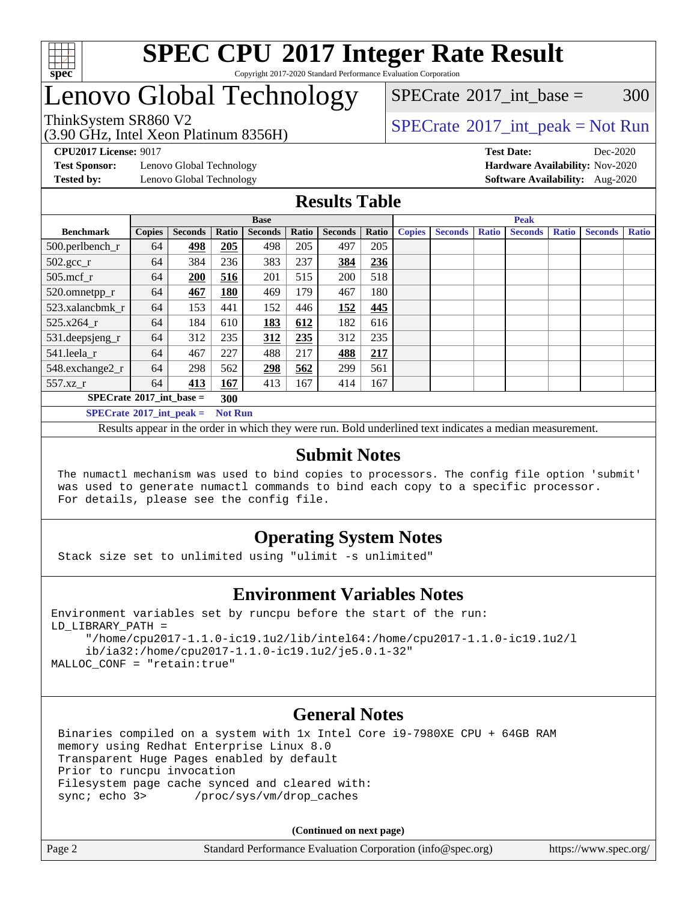# SPEC CPU 2017 Integer Rate Result

Copyright 2017-2020 Standard Performance Evaluation Corporation

# Lenovo Global Technology

ThinkSystem SR860 V2
(3.90 GHz, Intel Xeon Platinum 8356H)

SPECrate 2017_int_base = 300

SPECrate 2017_int_peak = Not Run

**CPU2017 License:** 9017
**Test Sponsor:** Lenovo Global Technology
**Tested by:** Lenovo Global Technology

**Test Date:** Dec-2020
**Hardware Availability:** Nov-2020
**Software Availability:** Aug-2020

## Results Table

| | Base | | | | | | | Peak | | | | | | |
|---|---|---|---|---|---|---|---|---|---|---|---|---|---|---|
| **Benchmark** | **Copies** | **Seconds** | **Ratio** | **Seconds** | **Ratio** | **Seconds** | **Ratio** | **Copies** | **Seconds** | **Ratio** | **Seconds** | **Ratio** | **Seconds** | **Ratio** |
| 500.perlbench_r | 64 | **498** | **205** | 498 | 205 | 497 | 205 | | | | | | | |
| 502.gcc_r | 64 | 384 | 236 | 383 | 237 | **384** | **236** | | | | | | | |
| 505.mcf_r | 64 | **200** | **516** | 201 | 515 | 200 | 518 | | | | | | | |
| 520.omnetpp_r | 64 | **467** | **180** | 469 | 179 | 467 | 180 | | | | | | | |
| 523.xalancbmk_r | 64 | 153 | 441 | 152 | 446 | **152** | **445** | | | | | | | |
| 525.x264_r | 64 | 184 | 610 | **183** | **612** | 182 | 616 | | | | | | | |
| 531.deepsjeng_r | 64 | 312 | 235 | **312** | **235** | 312 | 235 | | | | | | | |
| 541.leela_r | 64 | 467 | 227 | 488 | 217 | **488** | **217** | | | | | | | |
| 548.exchange2_r | 64 | 298 | 562 | **298** | **562** | 299 | 561 | | | | | | | |
| 557.xz_r | 64 | **413** | **167** | 413 | 167 | 414 | 167 | | | | | | | |

**SPECrate 2017_int_base = 300**

**SPECrate 2017_int_peak = Not Run**

Results appear in the order in which they were run. Bold underlined text indicates a median measurement.

## Submit Notes

```
The numactl mechanism was used to bind copies to processors. The config file option 'submit'
was used to generate numactl commands to bind each copy to a specific processor.
For details, please see the config file.
```

## Operating System Notes

```
Stack size set to unlimited using "ulimit -s unlimited"
```

## Environment Variables Notes

```
Environment variables set by runcpu before the start of the run:
LD_LIBRARY_PATH =
     "/home/cpu2017-1.1.0-ic19.1u2/lib/intel64:/home/cpu2017-1.1.0-ic19.1u2/l
     ib/ia32:/home/cpu2017-1.1.0-ic19.1u2/je5.0.1-32"
MALLOC_CONF = "retain:true"
```

## General Notes

```
Binaries compiled on a system with 1x Intel Core i9-7980XE CPU + 64GB RAM
memory using Redhat Enterprise Linux 8.0
Transparent Huge Pages enabled by default
Prior to runcpu invocation
Filesystem page cache synced and cleared with:
sync; echo 3>       /proc/sys/vm/drop_caches
```

**(Continued on next page)**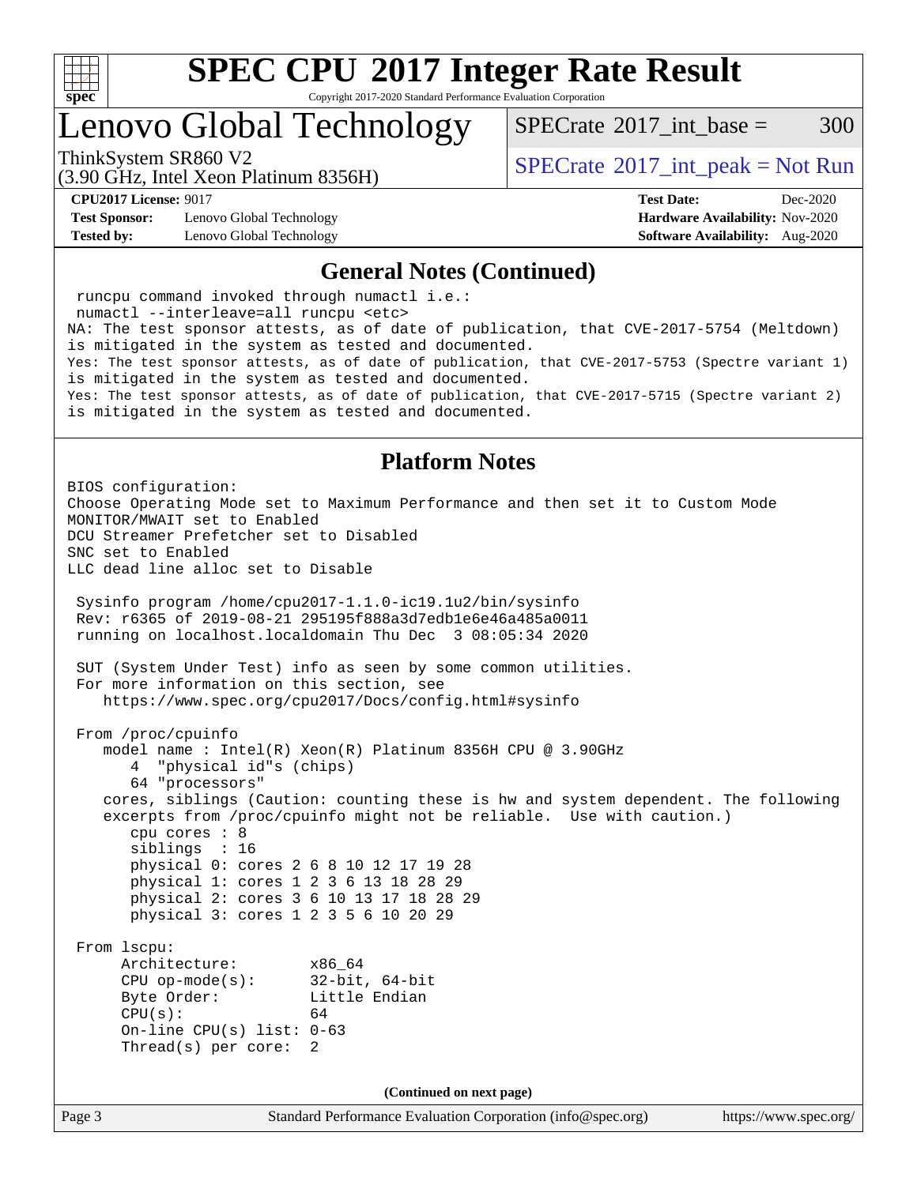# SPEC CPU 2017 Integer Rate Result

Copyright 2017-2020 Standard Performance Evaluation Corporation

## Lenovo Global Technology

ThinkSystem SR860 V2
(3.90 GHz, Intel Xeon Platinum 8356H)

SPECrate 2017_int_base = 300

SPECrate 2017_int_peak = Not Run

**CPU2017 License:** 9017
**Test Sponsor:** Lenovo Global Technology
**Tested by:** Lenovo Global Technology

**Test Date:** Dec-2020
**Hardware Availability:** Nov-2020
**Software Availability:** Aug-2020

## General Notes (Continued)

```
 runcpu command invoked through numactl i.e.:
 numactl --interleave=all runcpu <etc>
NA: The test sponsor attests, as of date of publication, that CVE-2017-5754 (Meltdown)
is mitigated in the system as tested and documented.
Yes: The test sponsor attests, as of date of publication, that CVE-2017-5753 (Spectre variant 1)
is mitigated in the system as tested and documented.
Yes: The test sponsor attests, as of date of publication, that CVE-2017-5715 (Spectre variant 2)
is mitigated in the system as tested and documented.
```

## Platform Notes

```
BIOS configuration:
Choose Operating Mode set to Maximum Performance and then set it to Custom Mode
MONITOR/MWAIT set to Enabled
DCU Streamer Prefetcher set to Disabled
SNC set to Enabled
LLC dead line alloc set to Disable

 Sysinfo program /home/cpu2017-1.1.0-ic19.1u2/bin/sysinfo
 Rev: r6365 of 2019-08-21 295195f888a3d7edb1e6e46a485a0011
 running on localhost.localdomain Thu Dec  3 08:05:34 2020

 SUT (System Under Test) info as seen by some common utilities.
 For more information on this section, see
    https://www.spec.org/cpu2017/Docs/config.html#sysinfo

 From /proc/cpuinfo
    model name : Intel(R) Xeon(R) Platinum 8356H CPU @ 3.90GHz
       4  "physical id"s (chips)
       64 "processors"
    cores, siblings (Caution: counting these is hw and system dependent. The following
    excerpts from /proc/cpuinfo might not be reliable.  Use with caution.)
       cpu cores : 8
       siblings  : 16
       physical 0: cores 2 6 8 10 12 17 19 28
       physical 1: cores 1 2 3 6 13 18 28 29
       physical 2: cores 3 6 10 13 17 18 28 29
       physical 3: cores 1 2 3 5 6 10 20 29

 From lscpu:
      Architecture:        x86_64
      CPU op-mode(s):      32-bit, 64-bit
      Byte Order:          Little Endian
      CPU(s):              64
      On-line CPU(s) list: 0-63
      Thread(s) per core:  2
```

(Continued on next page)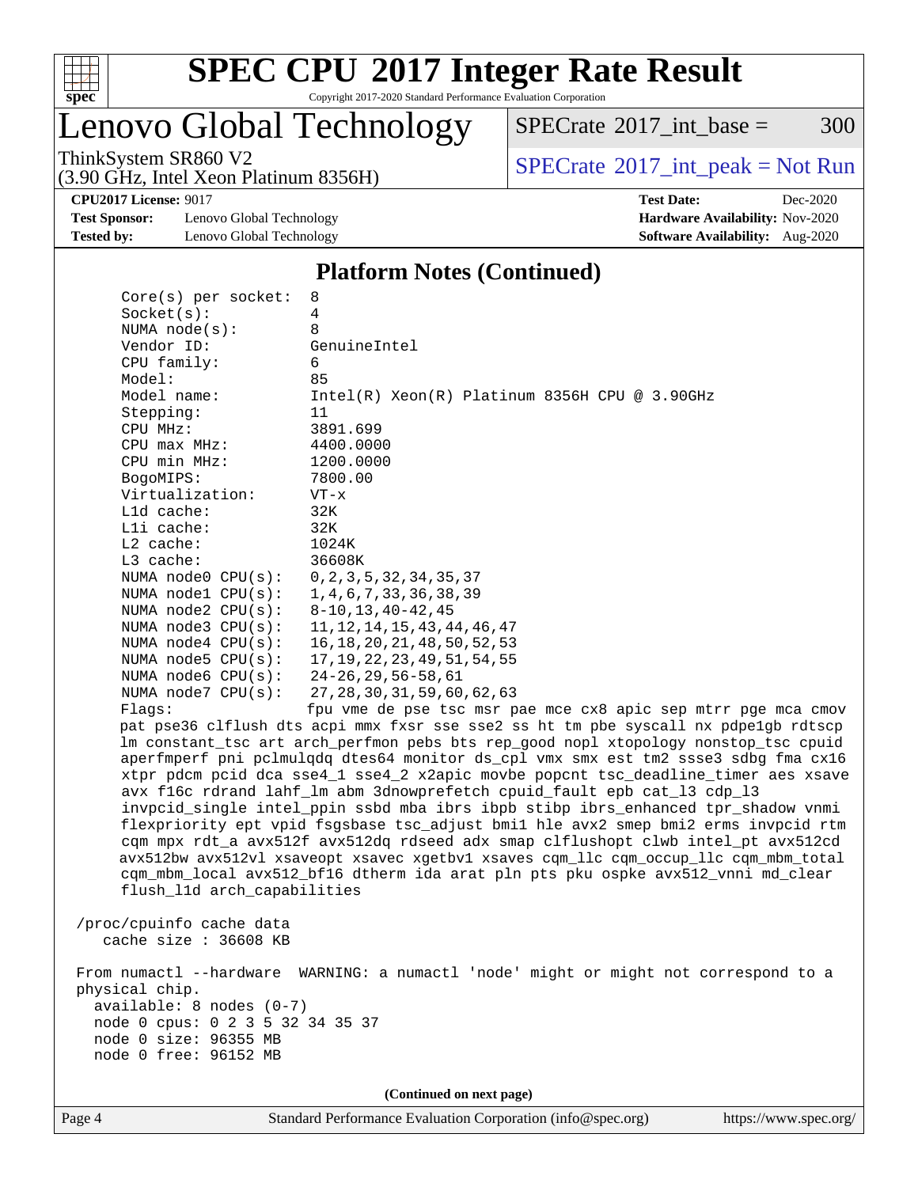## Platform Notes (Continued)

```
    Core(s) per socket:  8
    Socket(s):           4
    NUMA node(s):        8
    Vendor ID:           GenuineIntel
    CPU family:          6
    Model:               85
    Model name:          Intel(R) Xeon(R) Platinum 8356H CPU @ 3.90GHz
    Stepping:            11
    CPU MHz:             3891.699
    CPU max MHz:         4400.0000
    CPU min MHz:         1200.0000
    BogoMIPS:            7800.00
    Virtualization:      VT-x
    L1d cache:           32K
    L1i cache:           32K
    L2 cache:            1024K
    L3 cache:            36608K
    NUMA node0 CPU(s):   0,2,3,5,32,34,35,37
    NUMA node1 CPU(s):   1,4,6,7,33,36,38,39
    NUMA node2 CPU(s):   8-10,13,40-42,45
    NUMA node3 CPU(s):   11,12,14,15,43,44,46,47
    NUMA node4 CPU(s):   16,18,20,21,48,50,52,53
    NUMA node5 CPU(s):   17,19,22,23,49,51,54,55
    NUMA node6 CPU(s):   24-26,29,56-58,61
    NUMA node7 CPU(s):   27,28,30,31,59,60,62,63
    Flags:               fpu vme de pse tsc msr pae mce cx8 apic sep mtrr pge mca cmov
    pat pse36 clflush dts acpi mmx fxsr sse sse2 ss ht tm pbe syscall nx pdpe1gb rdtscp
    lm constant_tsc art arch_perfmon pebs bts rep_good nopl xtopology nonstop_tsc cpuid
    aperfmperf pni pclmulqdq dtes64 monitor ds_cpl vmx smx est tm2 ssse3 sdbg fma cx16
    xtpr pdcm pcid dca sse4_1 sse4_2 x2apic movbe popcnt tsc_deadline_timer aes xsave
    avx f16c rdrand lahf_lm abm 3dnowprefetch cpuid_fault epb cat_l3 cdp_l3
    invpcid_single intel_ppin ssbd mba ibrs ibpb stibp ibrs_enhanced tpr_shadow vnmi
    flexpriority ept vpid fsgsbase tsc_adjust bmi1 hle avx2 smep bmi2 erms invpcid rtm
    cqm mpx rdt_a avx512f avx512dq rdseed adx smap clflushopt clwb intel_pt avx512cd
    avx512bw avx512vl xsaveopt xsavec xgetbv1 xsaves cqm_llc cqm_occup_llc cqm_mbm_total
    cqm_mbm_local avx512_bf16 dtherm ida arat pln pts pku ospke avx512_vnni md_clear
    flush_l1d arch_capabilities

 /proc/cpuinfo cache data
    cache size : 36608 KB

 From numactl --hardware  WARNING: a numactl 'node' might or might not correspond to a
 physical chip.
   available: 8 nodes (0-7)
   node 0 cpus: 0 2 3 5 32 34 35 37
   node 0 size: 96355 MB
   node 0 free: 96152 MB
```

**(Continued on next page)**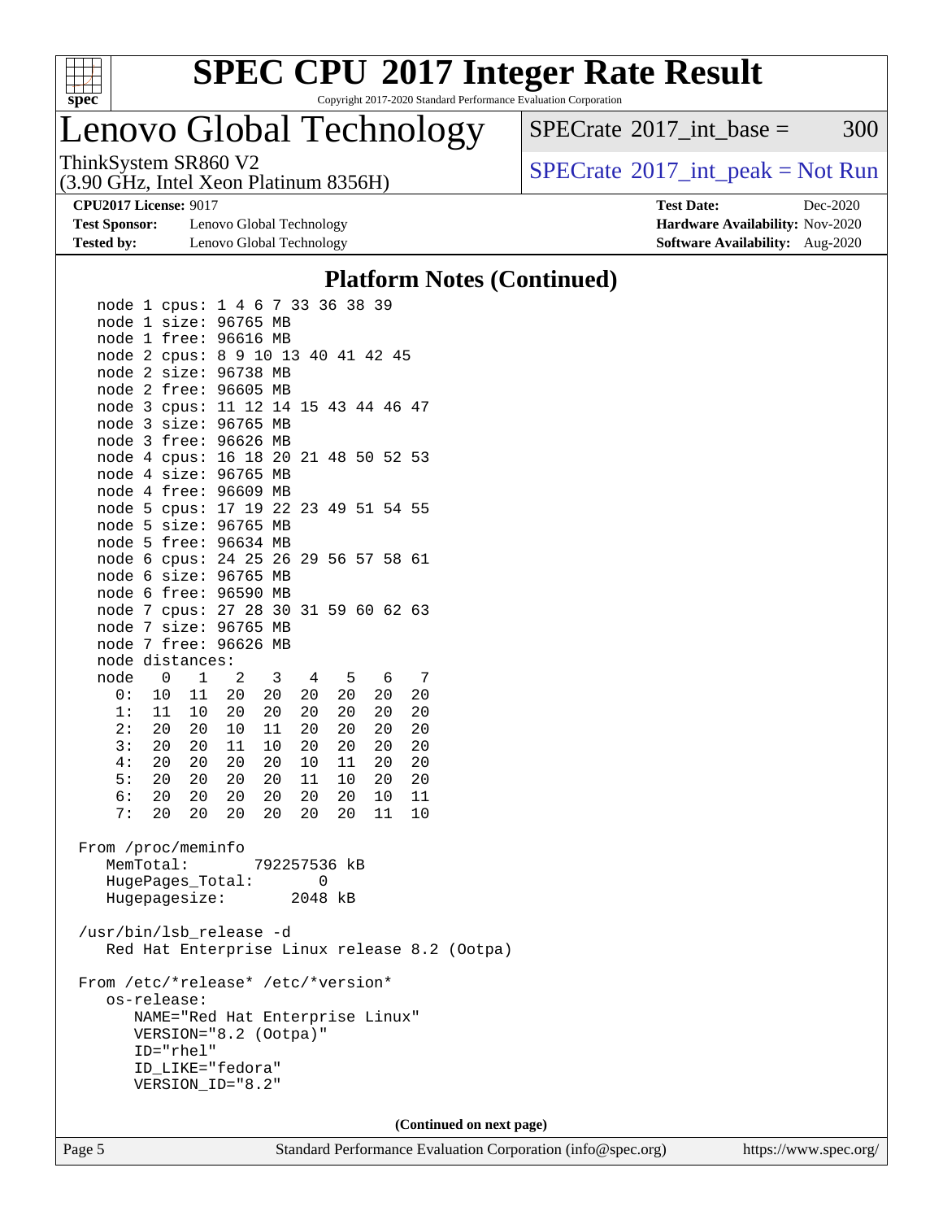# SPEC CPU 2017 Integer Rate Result

Copyright 2017-2020 Standard Performance Evaluation Corporation

## Lenovo Global Technology

ThinkSystem SR860 V2
(3.90 GHz, Intel Xeon Platinum 8356H)

SPECrate 2017_int_base = 300

SPECrate 2017_int_peak = Not Run

**CPU2017 License:** 9017
**Test Sponsor:** Lenovo Global Technology
**Tested by:** Lenovo Global Technology

**Test Date:** Dec-2020
**Hardware Availability:** Nov-2020
**Software Availability:** Aug-2020

### Platform Notes (Continued)

```
    node 1 cpus: 1 4 6 7 33 36 38 39
    node 1 size: 96765 MB
    node 1 free: 96616 MB
    node 2 cpus: 8 9 10 13 40 41 42 45
    node 2 size: 96738 MB
    node 2 free: 96605 MB
    node 3 cpus: 11 12 14 15 43 44 46 47
    node 3 size: 96765 MB
    node 3 free: 96626 MB
    node 4 cpus: 16 18 20 21 48 50 52 53
    node 4 size: 96765 MB
    node 4 free: 96609 MB
    node 5 cpus: 17 19 22 23 49 51 54 55
    node 5 size: 96765 MB
    node 5 free: 96634 MB
    node 6 cpus: 24 25 26 29 56 57 58 61
    node 6 size: 96765 MB
    node 6 free: 96590 MB
    node 7 cpus: 27 28 30 31 59 60 62 63
    node 7 size: 96765 MB
    node 7 free: 96626 MB
    node distances:
    node   0   1   2   3   4   5   6   7
      0:  10  11  20  20  20  20  20  20
      1:  11  10  20  20  20  20  20  20
      2:  20  20  10  11  20  20  20  20
      3:  20  20  11  10  20  20  20  20
      4:  20  20  20  20  10  11  20  20
      5:  20  20  20  20  11  10  20  20
      6:  20  20  20  20  20  20  10  11
      7:  20  20  20  20  20  20  11  10

 From /proc/meminfo
    MemTotal:       792257536 kB
    HugePages_Total:       0
    Hugepagesize:       2048 kB

 /usr/bin/lsb_release -d
    Red Hat Enterprise Linux release 8.2 (Ootpa)

 From /etc/*release* /etc/*version*
    os-release:
       NAME="Red Hat Enterprise Linux"
       VERSION="8.2 (Ootpa)"
       ID="rhel"
       ID_LIKE="fedora"
       VERSION_ID="8.2"
```

**(Continued on next page)**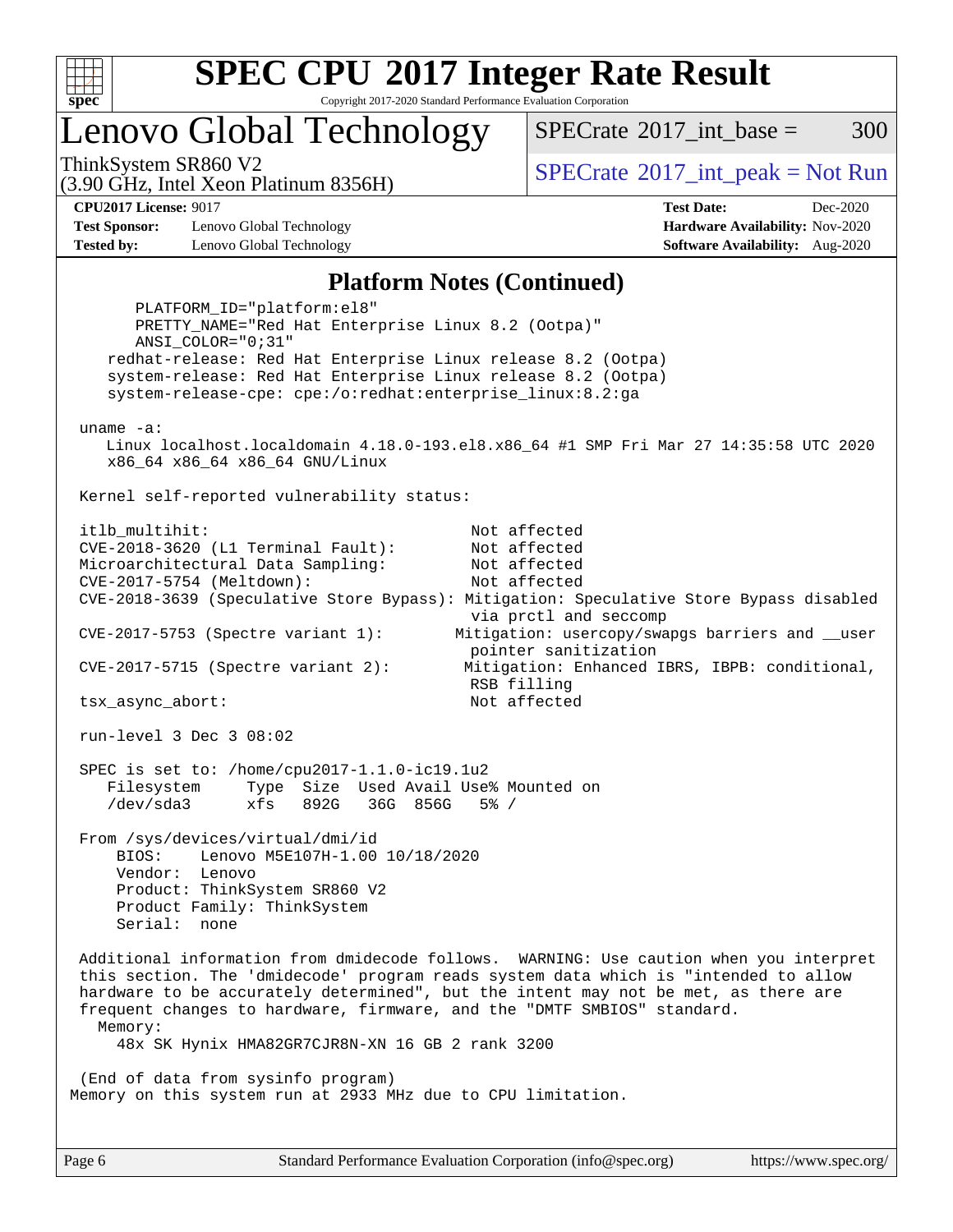## Platform Notes (Continued)

```
      PLATFORM_ID="platform:el8"
      PRETTY_NAME="Red Hat Enterprise Linux 8.2 (Ootpa)"
      ANSI_COLOR="0;31"
    redhat-release: Red Hat Enterprise Linux release 8.2 (Ootpa)
    system-release: Red Hat Enterprise Linux release 8.2 (Ootpa)
    system-release-cpe: cpe:/o:redhat:enterprise_linux:8.2:ga

 uname -a:
    Linux localhost.localdomain 4.18.0-193.el8.x86_64 #1 SMP Fri Mar 27 14:35:58 UTC 2020
    x86_64 x86_64 x86_64 GNU/Linux

 Kernel self-reported vulnerability status:

 itlb_multihit:                                   Not affected
 CVE-2018-3620 (L1 Terminal Fault):               Not affected
 Microarchitectural Data Sampling:                Not affected
 CVE-2017-5754 (Meltdown):                        Not affected
 CVE-2018-3639 (Speculative Store Bypass): Mitigation: Speculative Store Bypass disabled
                                                  via prctl and seccomp
 CVE-2017-5753 (Spectre variant 1):              Mitigation: usercopy/swapgs barriers and __user
                                                  pointer sanitization
 CVE-2017-5715 (Spectre variant 2):               Mitigation: Enhanced IBRS, IBPB: conditional,
                                                  RSB filling
 tsx_async_abort:                                 Not affected

 run-level 3 Dec 3 08:02

 SPEC is set to: /home/cpu2017-1.1.0-ic19.1u2
    Filesystem     Type  Size  Used Avail Use% Mounted on
    /dev/sda3      xfs   892G   36G  856G   5% /

 From /sys/devices/virtual/dmi/id
     BIOS:    Lenovo M5E107H-1.00 10/18/2020
     Vendor:  Lenovo
     Product: ThinkSystem SR860 V2
     Product Family: ThinkSystem
     Serial:  none

 Additional information from dmidecode follows.  WARNING: Use caution when you interpret
 this section. The 'dmidecode' program reads system data which is "intended to allow
 hardware to be accurately determined", but the intent may not be met, as there are
 frequent changes to hardware, firmware, and the "DMTF SMBIOS" standard.
   Memory:
     48x SK Hynix HMA82GR7CJR8N-XN 16 GB 2 rank 3200

 (End of data from sysinfo program)
Memory on this system run at 2933 MHz due to CPU limitation.
```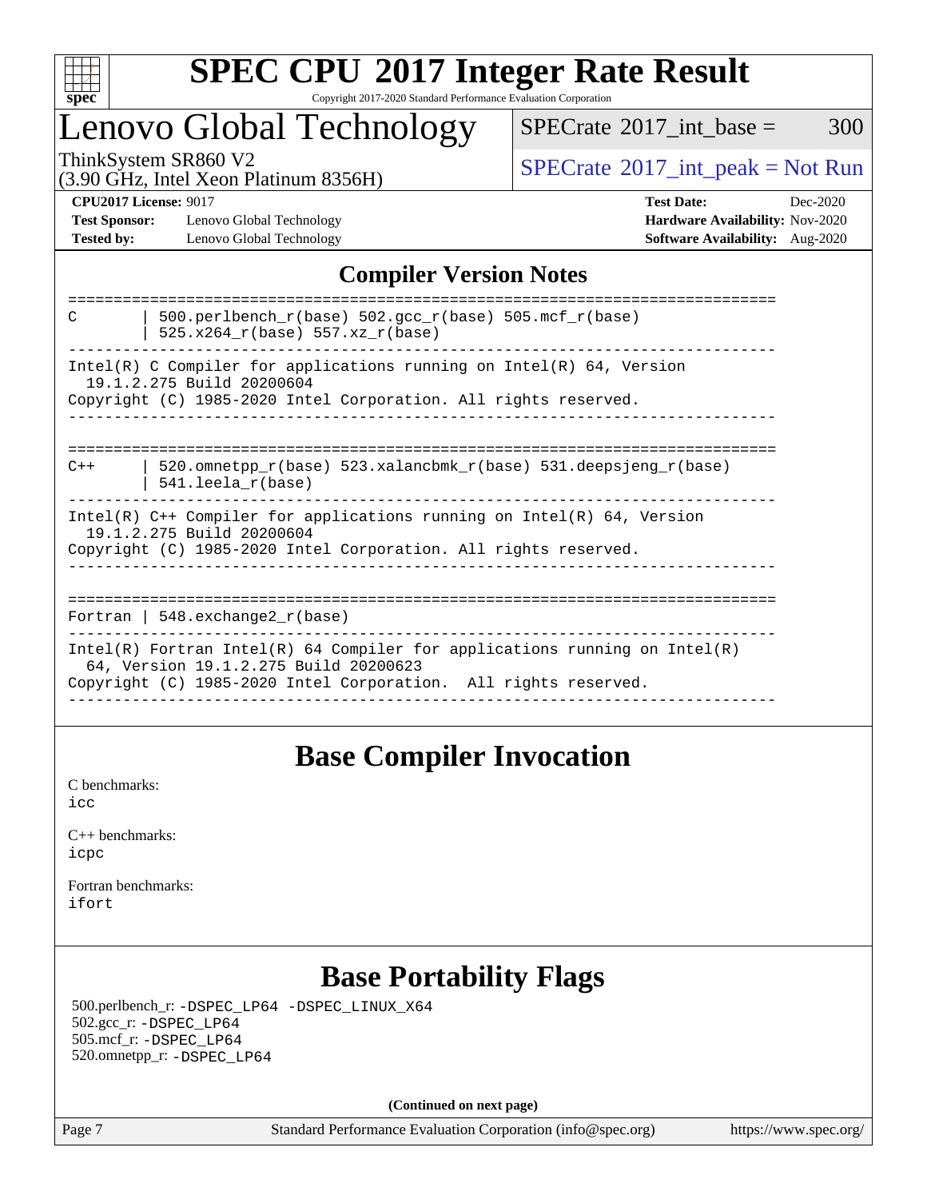## Compiler Version Notes

```
==============================================================================
C       | 500.perlbench_r(base) 502.gcc_r(base) 505.mcf_r(base)
        | 525.x264_r(base) 557.xz_r(base)
------------------------------------------------------------------------------
Intel(R) C Compiler for applications running on Intel(R) 64, Version
  19.1.2.275 Build 20200604
Copyright (C) 1985-2020 Intel Corporation. All rights reserved.
------------------------------------------------------------------------------

==============================================================================
C++     | 520.omnetpp_r(base) 523.xalancbmk_r(base) 531.deepsjeng_r(base)
        | 541.leela_r(base)
------------------------------------------------------------------------------
Intel(R) C++ Compiler for applications running on Intel(R) 64, Version
  19.1.2.275 Build 20200604
Copyright (C) 1985-2020 Intel Corporation. All rights reserved.
------------------------------------------------------------------------------

==============================================================================
Fortran | 548.exchange2_r(base)
------------------------------------------------------------------------------
Intel(R) Fortran Intel(R) 64 Compiler for applications running on Intel(R)
  64, Version 19.1.2.275 Build 20200623
Copyright (C) 1985-2020 Intel Corporation.  All rights reserved.
------------------------------------------------------------------------------
```

## Base Compiler Invocation

C benchmarks:
`icc`

C++ benchmarks:
`icpc`

Fortran benchmarks:
`ifort`

## Base Portability Flags

500.perlbench_r: `-DSPEC_LP64 -DSPEC_LINUX_X64`
502.gcc_r: `-DSPEC_LP64`
505.mcf_r: `-DSPEC_LP64`
520.omnetpp_r: `-DSPEC_LP64`

(Continued on next page)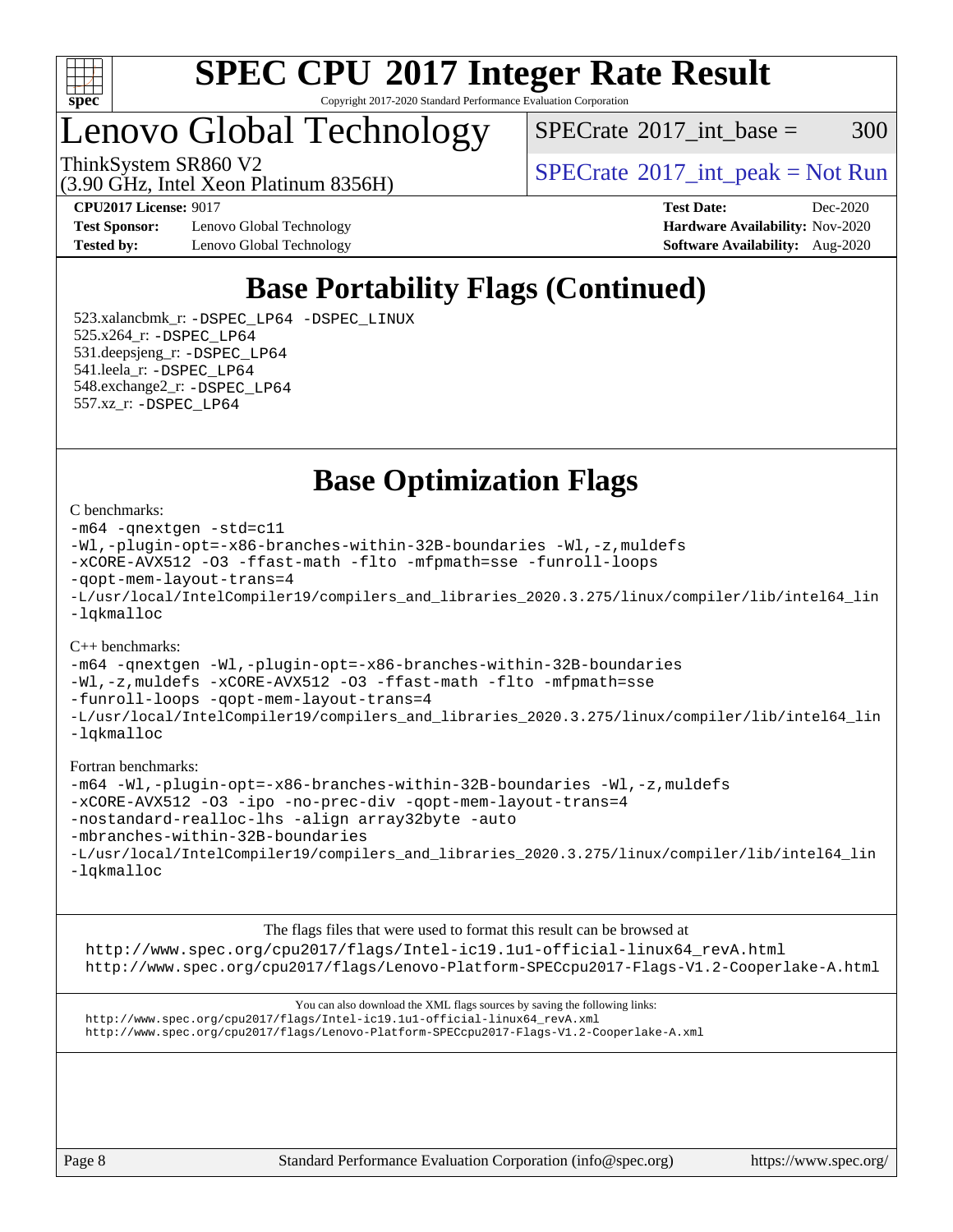# Base Portability Flags (Continued)

523.xalancbmk_r: -DSPEC_LP64 -DSPEC_LINUX
525.x264_r: -DSPEC_LP64
531.deepsjeng_r: -DSPEC_LP64
541.leela_r: -DSPEC_LP64
548.exchange2_r: -DSPEC_LP64
557.xz_r: -DSPEC_LP64

# Base Optimization Flags

C benchmarks:

```
-m64 -qnextgen -std=c11
-Wl,-plugin-opt=-x86-branches-within-32B-boundaries -Wl,-z,muldefs
-xCORE-AVX512 -O3 -ffast-math -flto -mfpmath=sse -funroll-loops
-qopt-mem-layout-trans=4
-L/usr/local/IntelCompiler19/compilers_and_libraries_2020.3.275/linux/compiler/lib/intel64_lin
-lqkmalloc
```

C++ benchmarks:

```
-m64 -qnextgen -Wl,-plugin-opt=-x86-branches-within-32B-boundaries
-Wl,-z,muldefs -xCORE-AVX512 -O3 -ffast-math -flto -mfpmath=sse
-funroll-loops -qopt-mem-layout-trans=4
-L/usr/local/IntelCompiler19/compilers_and_libraries_2020.3.275/linux/compiler/lib/intel64_lin
-lqkmalloc
```

Fortran benchmarks:

```
-m64 -Wl,-plugin-opt=-x86-branches-within-32B-boundaries -Wl,-z,muldefs
-xCORE-AVX512 -O3 -ipo -no-prec-div -qopt-mem-layout-trans=4
-nostandard-realloc-lhs -align array32byte -auto
-mbranches-within-32B-boundaries
-L/usr/local/IntelCompiler19/compilers_and_libraries_2020.3.275/linux/compiler/lib/intel64_lin
-lqkmalloc
```

The flags files that were used to format this result can be browsed at
http://www.spec.org/cpu2017/flags/Intel-ic19.1u1-official-linux64_revA.html
http://www.spec.org/cpu2017/flags/Lenovo-Platform-SPECcpu2017-Flags-V1.2-Cooperlake-A.html

You can also download the XML flags sources by saving the following links:
http://www.spec.org/cpu2017/flags/Intel-ic19.1u1-official-linux64_revA.xml
http://www.spec.org/cpu2017/flags/Lenovo-Platform-SPECcpu2017-Flags-V1.2-Cooperlake-A.xml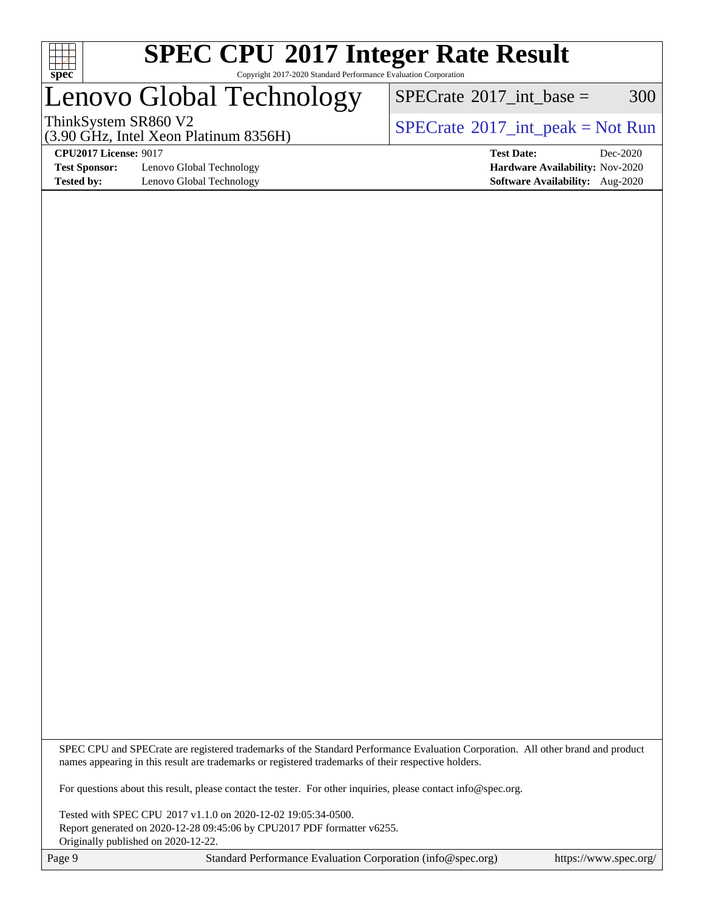SPEC CPU and SPECrate are registered trademarks of the Standard Performance Evaluation Corporation. All other brand and product names appearing in this result are trademarks or registered trademarks of their respective holders.

For questions about this result, please contact the tester. For other inquiries, please contact info@spec.org.

Tested with SPEC CPU 2017 v1.1.0 on 2020-12-02 19:05:34-0500.
Report generated on 2020-12-28 09:45:06 by CPU2017 PDF formatter v6255.
Originally published on 2020-12-22.